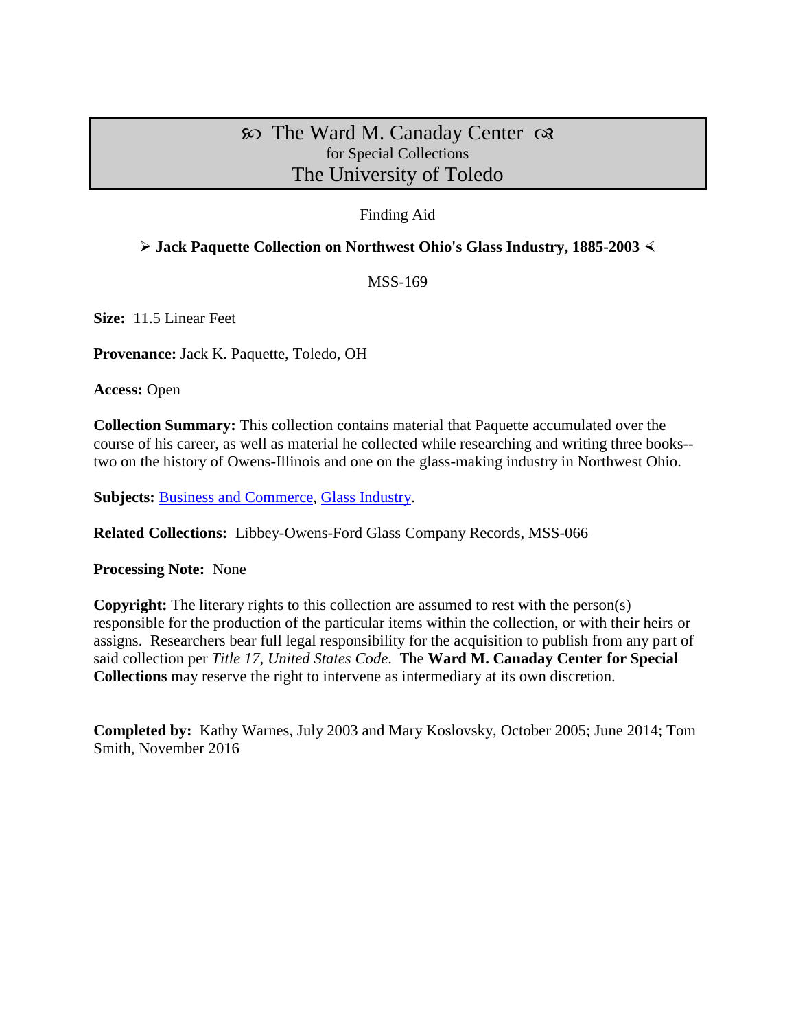# ࿐ The Ward M. Canaday Center ࿐
for Special Collections
The University of Toledo

Finding Aid

## ➢ Jack Paquette Collection on Northwest Ohio's Glass Industry, 1885-2003 ≺

MSS-169

**Size:** 11.5 Linear Feet

**Provenance:** Jack K. Paquette, Toledo, OH

**Access:** Open

**Collection Summary:** This collection contains material that Paquette accumulated over the course of his career, as well as material he collected while researching and writing three books--two on the history of Owens-Illinois and one on the glass-making industry in Northwest Ohio.

**Subjects:** Business and Commerce, Glass Industry.

**Related Collections:** Libbey-Owens-Ford Glass Company Records, MSS-066

**Processing Note:** None

**Copyright:** The literary rights to this collection are assumed to rest with the person(s) responsible for the production of the particular items within the collection, or with their heirs or assigns. Researchers bear full legal responsibility for the acquisition to publish from any part of said collection per *Title 17, United States Code*. The **Ward M. Canaday Center for Special Collections** may reserve the right to intervene as intermediary at its own discretion.

**Completed by:** Kathy Warnes, July 2003 and Mary Koslovsky, October 2005; June 2014; Tom Smith, November 2016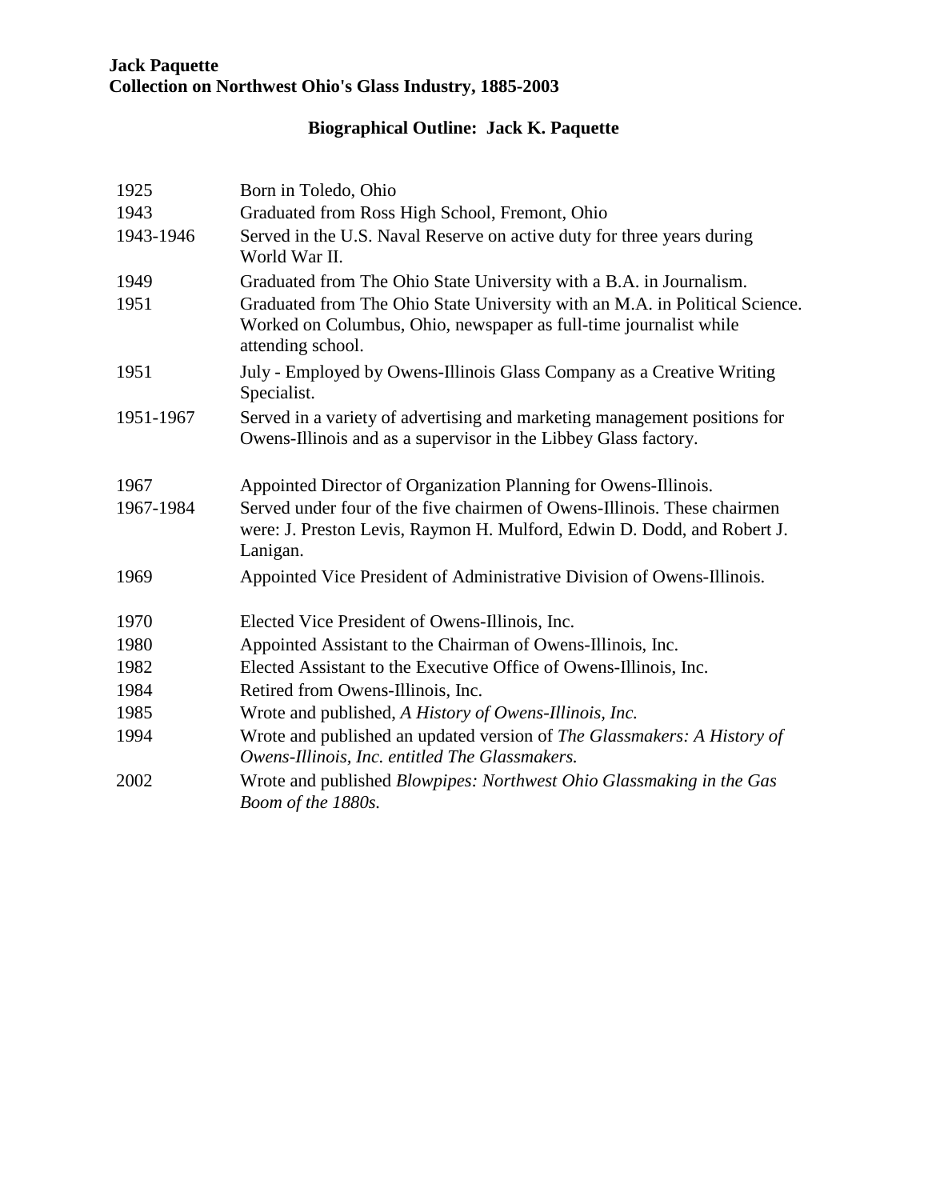**Jack Paquette**
**Collection on Northwest Ohio's Glass Industry, 1885-2003**

## Biographical Outline: Jack K. Paquette

| | |
|---|---|
| 1925 | Born in Toledo, Ohio |
| 1943 | Graduated from Ross High School, Fremont, Ohio |
| 1943-1946 | Served in the U.S. Naval Reserve on active duty for three years during World War II. |
| 1949 | Graduated from The Ohio State University with a B.A. in Journalism. |
| 1951 | Graduated from The Ohio State University with an M.A. in Political Science. Worked on Columbus, Ohio, newspaper as full-time journalist while attending school. |
| 1951 | July - Employed by Owens-Illinois Glass Company as a Creative Writing Specialist. |
| 1951-1967 | Served in a variety of advertising and marketing management positions for Owens-Illinois and as a supervisor in the Libbey Glass factory. |
| 1967 | Appointed Director of Organization Planning for Owens-Illinois. |
| 1967-1984 | Served under four of the five chairmen of Owens-Illinois. These chairmen were: J. Preston Levis, Raymon H. Mulford, Edwin D. Dodd, and Robert J. Lanigan. |
| 1969 | Appointed Vice President of Administrative Division of Owens-Illinois. |
| 1970 | Elected Vice President of Owens-Illinois, Inc. |
| 1980 | Appointed Assistant to the Chairman of Owens-Illinois, Inc. |
| 1982 | Elected Assistant to the Executive Office of Owens-Illinois, Inc. |
| 1984 | Retired from Owens-Illinois, Inc. |
| 1985 | Wrote and published, *A History of Owens-Illinois, Inc.* |
| 1994 | Wrote and published an updated version of *The Glassmakers: A History of Owens-Illinois, Inc. entitled The Glassmakers.* |
| 2002 | Wrote and published *Blowpipes: Northwest Ohio Glassmaking in the Gas Boom of the 1880s.* |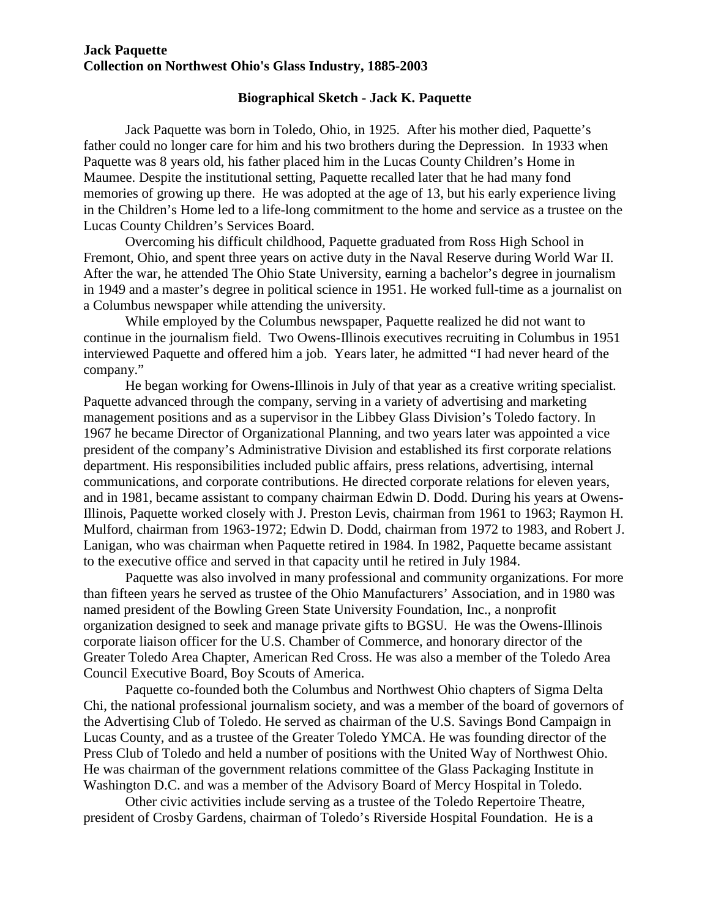**Jack Paquette**
**Collection on Northwest Ohio's Glass Industry, 1885-2003**

## Biographical Sketch - Jack K. Paquette

Jack Paquette was born in Toledo, Ohio, in 1925. After his mother died, Paquette's father could no longer care for him and his two brothers during the Depression. In 1933 when Paquette was 8 years old, his father placed him in the Lucas County Children's Home in Maumee. Despite the institutional setting, Paquette recalled later that he had many fond memories of growing up there. He was adopted at the age of 13, but his early experience living in the Children's Home led to a life-long commitment to the home and service as a trustee on the Lucas County Children's Services Board.

Overcoming his difficult childhood, Paquette graduated from Ross High School in Fremont, Ohio, and spent three years on active duty in the Naval Reserve during World War II. After the war, he attended The Ohio State University, earning a bachelor's degree in journalism in 1949 and a master's degree in political science in 1951. He worked full-time as a journalist on a Columbus newspaper while attending the university.

While employed by the Columbus newspaper, Paquette realized he did not want to continue in the journalism field. Two Owens-Illinois executives recruiting in Columbus in 1951 interviewed Paquette and offered him a job. Years later, he admitted "I had never heard of the company."

He began working for Owens-Illinois in July of that year as a creative writing specialist. Paquette advanced through the company, serving in a variety of advertising and marketing management positions and as a supervisor in the Libbey Glass Division's Toledo factory. In 1967 he became Director of Organizational Planning, and two years later was appointed a vice president of the company's Administrative Division and established its first corporate relations department. His responsibilities included public affairs, press relations, advertising, internal communications, and corporate contributions. He directed corporate relations for eleven years, and in 1981, became assistant to company chairman Edwin D. Dodd. During his years at Owens-Illinois, Paquette worked closely with J. Preston Levis, chairman from 1961 to 1963; Raymon H. Mulford, chairman from 1963-1972; Edwin D. Dodd, chairman from 1972 to 1983, and Robert J. Lanigan, who was chairman when Paquette retired in 1984. In 1982, Paquette became assistant to the executive office and served in that capacity until he retired in July 1984.

Paquette was also involved in many professional and community organizations. For more than fifteen years he served as trustee of the Ohio Manufacturers' Association, and in 1980 was named president of the Bowling Green State University Foundation, Inc., a nonprofit organization designed to seek and manage private gifts to BGSU. He was the Owens-Illinois corporate liaison officer for the U.S. Chamber of Commerce, and honorary director of the Greater Toledo Area Chapter, American Red Cross. He was also a member of the Toledo Area Council Executive Board, Boy Scouts of America.

Paquette co-founded both the Columbus and Northwest Ohio chapters of Sigma Delta Chi, the national professional journalism society, and was a member of the board of governors of the Advertising Club of Toledo. He served as chairman of the U.S. Savings Bond Campaign in Lucas County, and as a trustee of the Greater Toledo YMCA. He was founding director of the Press Club of Toledo and held a number of positions with the United Way of Northwest Ohio. He was chairman of the government relations committee of the Glass Packaging Institute in Washington D.C. and was a member of the Advisory Board of Mercy Hospital in Toledo.

Other civic activities include serving as a trustee of the Toledo Repertoire Theatre, president of Crosby Gardens, chairman of Toledo's Riverside Hospital Foundation. He is a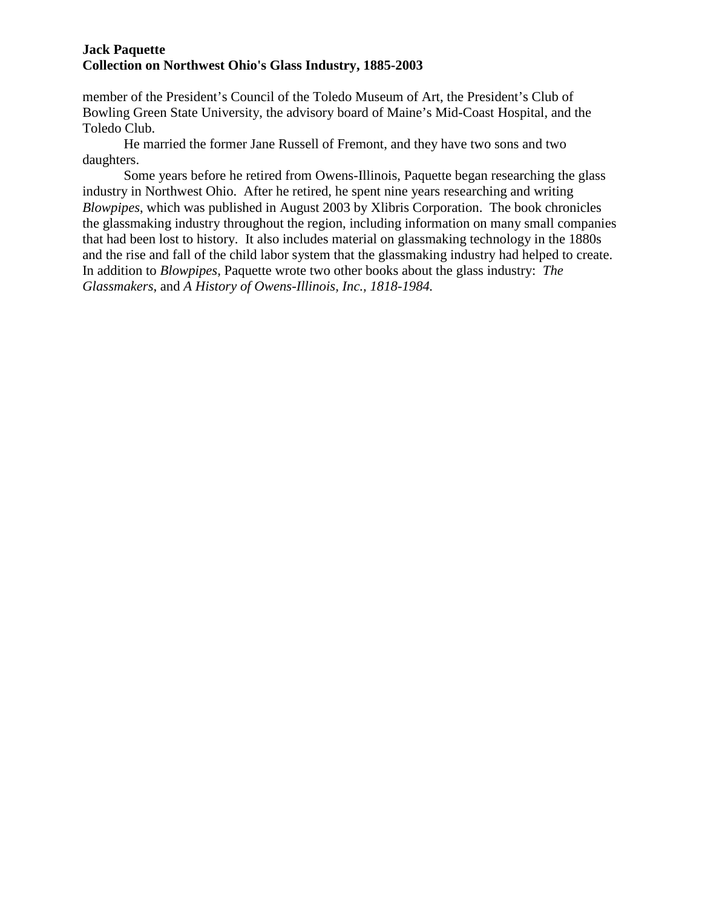member of the President's Council of the Toledo Museum of Art, the President's Club of Bowling Green State University, the advisory board of Maine's Mid-Coast Hospital, and the Toledo Club.

He married the former Jane Russell of Fremont, and they have two sons and two daughters.

Some years before he retired from Owens-Illinois, Paquette began researching the glass industry in Northwest Ohio. After he retired, he spent nine years researching and writing *Blowpipes*, which was published in August 2003 by Xlibris Corporation. The book chronicles the glassmaking industry throughout the region, including information on many small companies that had been lost to history. It also includes material on glassmaking technology in the 1880s and the rise and fall of the child labor system that the glassmaking industry had helped to create. In addition to *Blowpipes*, Paquette wrote two other books about the glass industry: *The Glassmakers*, and *A History of Owens-Illinois, Inc., 1818-1984.*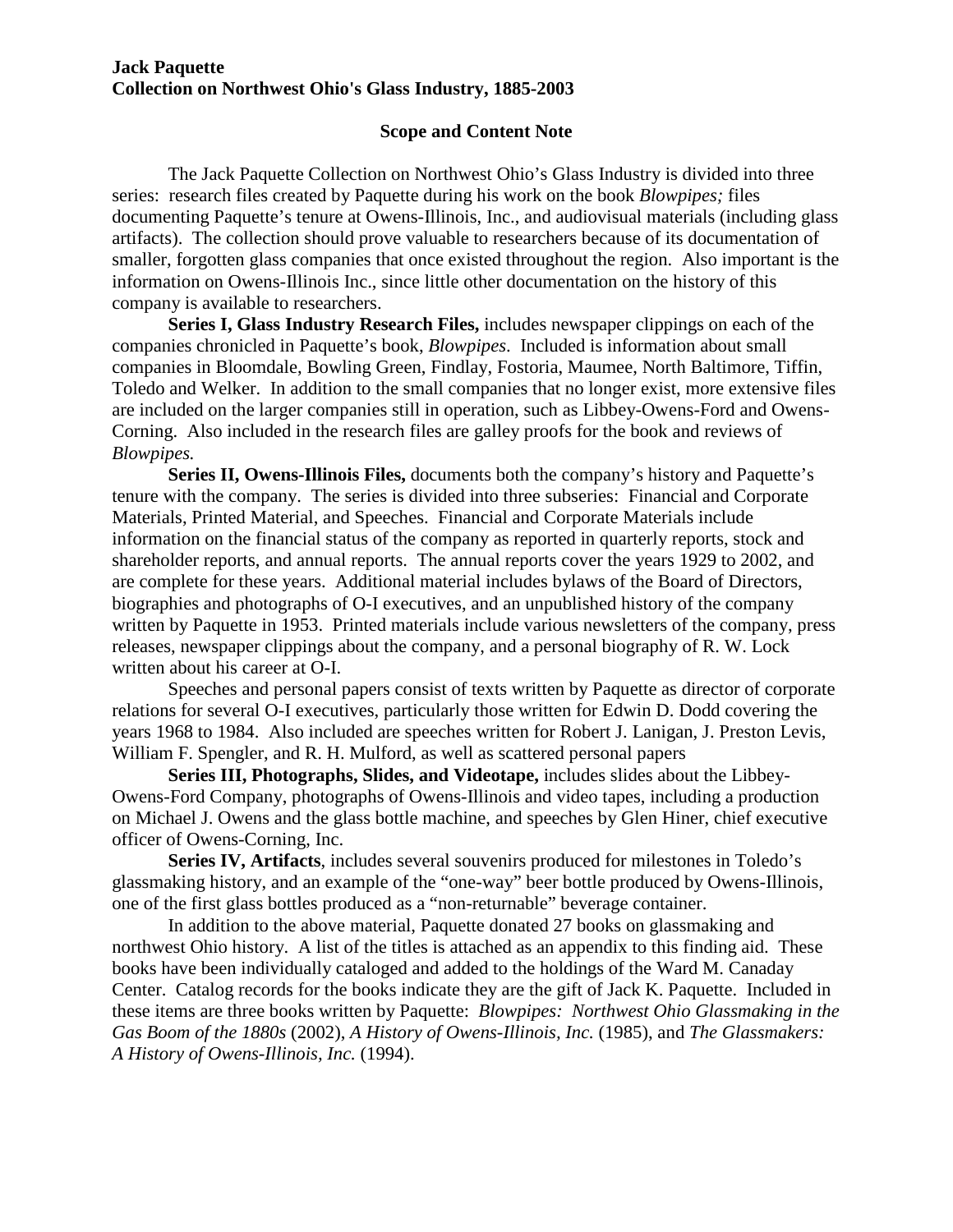**Jack Paquette**
**Collection on Northwest Ohio's Glass Industry, 1885-2003**

## Scope and Content Note

The Jack Paquette Collection on Northwest Ohio's Glass Industry is divided into three series: research files created by Paquette during his work on the book *Blowpipes;* files documenting Paquette's tenure at Owens-Illinois, Inc., and audiovisual materials (including glass artifacts). The collection should prove valuable to researchers because of its documentation of smaller, forgotten glass companies that once existed throughout the region. Also important is the information on Owens-Illinois Inc., since little other documentation on the history of this company is available to researchers.

**Series I, Glass Industry Research Files,** includes newspaper clippings on each of the companies chronicled in Paquette's book, *Blowpipes*. Included is information about small companies in Bloomdale, Bowling Green, Findlay, Fostoria, Maumee, North Baltimore, Tiffin, Toledo and Welker. In addition to the small companies that no longer exist, more extensive files are included on the larger companies still in operation, such as Libbey-Owens-Ford and Owens-Corning. Also included in the research files are galley proofs for the book and reviews of *Blowpipes.*

**Series II, Owens-Illinois Files,** documents both the company's history and Paquette's tenure with the company. The series is divided into three subseries: Financial and Corporate Materials, Printed Material, and Speeches. Financial and Corporate Materials include information on the financial status of the company as reported in quarterly reports, stock and shareholder reports, and annual reports. The annual reports cover the years 1929 to 2002, and are complete for these years. Additional material includes bylaws of the Board of Directors, biographies and photographs of O-I executives, and an unpublished history of the company written by Paquette in 1953. Printed materials include various newsletters of the company, press releases, newspaper clippings about the company, and a personal biography of R. W. Lock written about his career at O-I.

Speeches and personal papers consist of texts written by Paquette as director of corporate relations for several O-I executives, particularly those written for Edwin D. Dodd covering the years 1968 to 1984. Also included are speeches written for Robert J. Lanigan, J. Preston Levis, William F. Spengler, and R. H. Mulford, as well as scattered personal papers

**Series III, Photographs, Slides, and Videotape,** includes slides about the Libbey-Owens-Ford Company, photographs of Owens-Illinois and video tapes, including a production on Michael J. Owens and the glass bottle machine, and speeches by Glen Hiner, chief executive officer of Owens-Corning, Inc.

**Series IV, Artifacts**, includes several souvenirs produced for milestones in Toledo's glassmaking history, and an example of the "one-way" beer bottle produced by Owens-Illinois, one of the first glass bottles produced as a "non-returnable" beverage container.

In addition to the above material, Paquette donated 27 books on glassmaking and northwest Ohio history. A list of the titles is attached as an appendix to this finding aid. These books have been individually cataloged and added to the holdings of the Ward M. Canaday Center. Catalog records for the books indicate they are the gift of Jack K. Paquette. Included in these items are three books written by Paquette: *Blowpipes: Northwest Ohio Glassmaking in the Gas Boom of the 1880s* (2002), *A History of Owens-Illinois, Inc.* (1985), and *The Glassmakers: A History of Owens-Illinois, Inc.* (1994).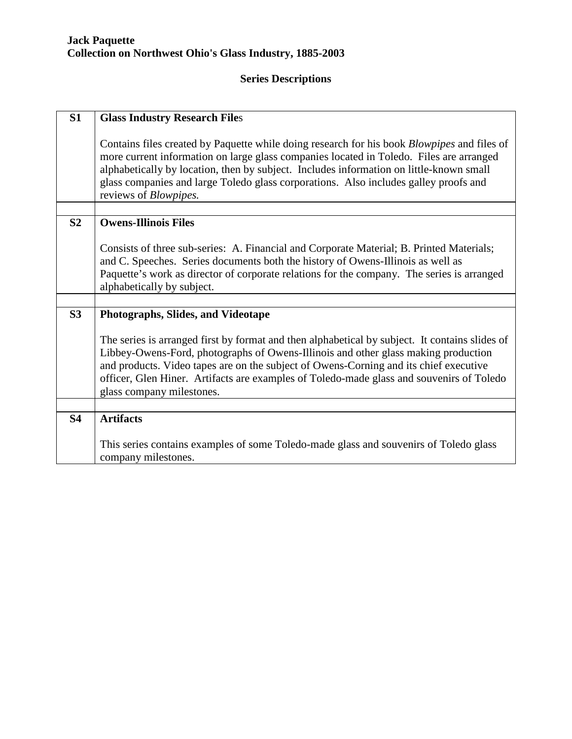**Jack Paquette**
**Collection on Northwest Ohio's Glass Industry, 1885-2003**

## Series Descriptions

| | |
|---|---|
| **S1** | **Glass Industry Research Files**<br><br>Contains files created by Paquette while doing research for his book *Blowpipes* and files of more current information on large glass companies located in Toledo. Files are arranged alphabetically by location, then by subject. Includes information on little-known small glass companies and large Toledo glass corporations. Also includes galley proofs and reviews of *Blowpipes.* |
| | |
| **S2** | **Owens-Illinois Files**<br><br>Consists of three sub-series: A. Financial and Corporate Material; B. Printed Materials; and C. Speeches. Series documents both the history of Owens-Illinois as well as Paquette's work as director of corporate relations for the company. The series is arranged alphabetically by subject. |
| | |
| **S3** | **Photographs, Slides, and Videotape**<br><br>The series is arranged first by format and then alphabetical by subject. It contains slides of Libbey-Owens-Ford, photographs of Owens-Illinois and other glass making production and products. Video tapes are on the subject of Owens-Corning and its chief executive officer, Glen Hiner. Artifacts are examples of Toledo-made glass and souvenirs of Toledo glass company milestones. |
| | |
| **S4** | **Artifacts**<br><br>This series contains examples of some Toledo-made glass and souvenirs of Toledo glass company milestones. |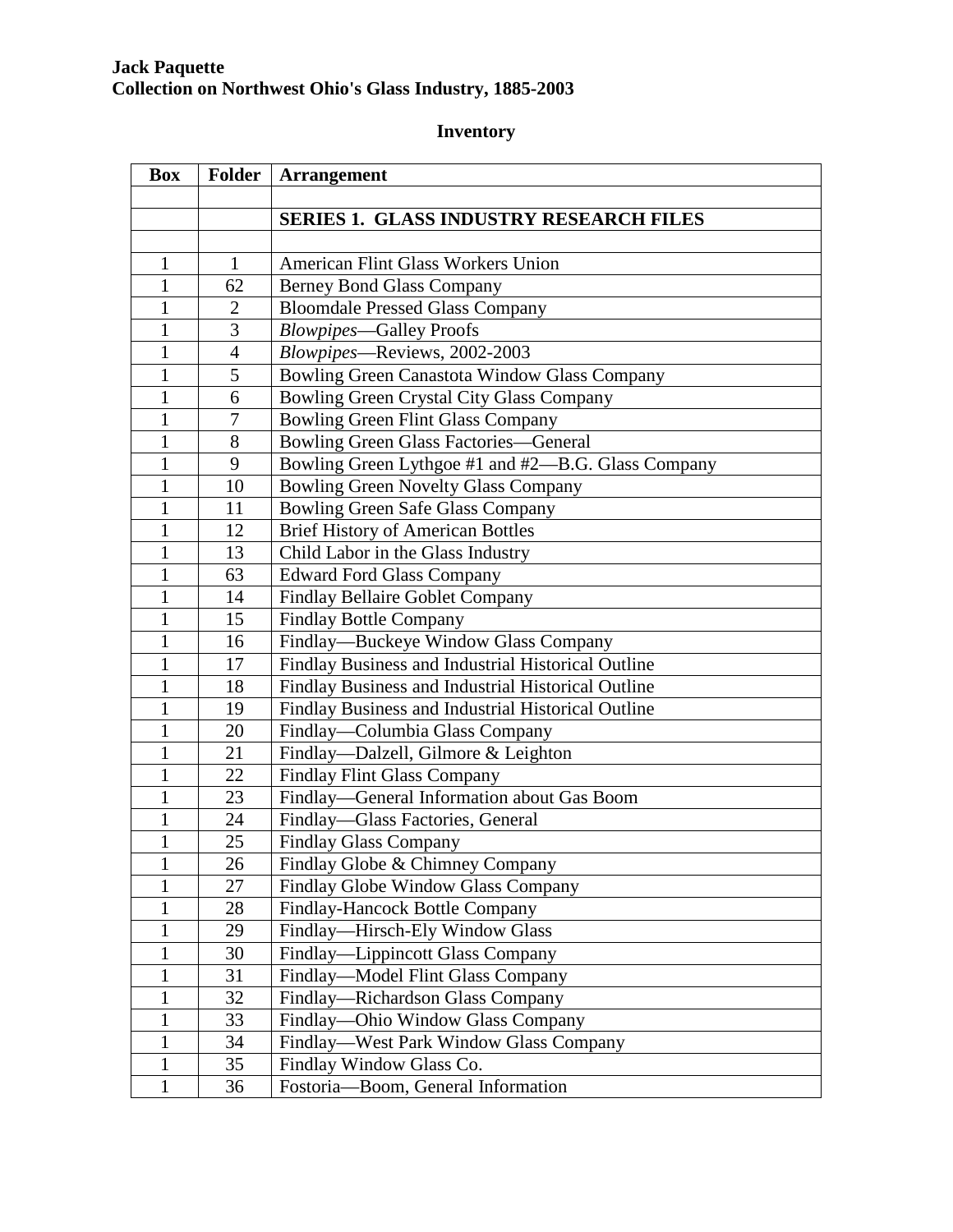**Jack Paquette**
**Collection on Northwest Ohio's Glass Industry, 1885-2003**

## Inventory

| Box | Folder | Arrangement |
|---|---|---|
| | | |
| | | **SERIES 1. GLASS INDUSTRY RESEARCH FILES** |
| | | |
| 1 | 1 | American Flint Glass Workers Union |
| 1 | 62 | Berney Bond Glass Company |
| 1 | 2 | Bloomdale Pressed Glass Company |
| 1 | 3 | *Blowpipes*—Galley Proofs |
| 1 | 4 | *Blowpipes*—Reviews, 2002-2003 |
| 1 | 5 | Bowling Green Canastota Window Glass Company |
| 1 | 6 | Bowling Green Crystal City Glass Company |
| 1 | 7 | Bowling Green Flint Glass Company |
| 1 | 8 | Bowling Green Glass Factories—General |
| 1 | 9 | Bowling Green Lythgoe #1 and #2—B.G. Glass Company |
| 1 | 10 | Bowling Green Novelty Glass Company |
| 1 | 11 | Bowling Green Safe Glass Company |
| 1 | 12 | Brief History of American Bottles |
| 1 | 13 | Child Labor in the Glass Industry |
| 1 | 63 | Edward Ford Glass Company |
| 1 | 14 | Findlay Bellaire Goblet Company |
| 1 | 15 | Findlay Bottle Company |
| 1 | 16 | Findlay—Buckeye Window Glass Company |
| 1 | 17 | Findlay Business and Industrial Historical Outline |
| 1 | 18 | Findlay Business and Industrial Historical Outline |
| 1 | 19 | Findlay Business and Industrial Historical Outline |
| 1 | 20 | Findlay—Columbia Glass Company |
| 1 | 21 | Findlay—Dalzell, Gilmore & Leighton |
| 1 | 22 | Findlay Flint Glass Company |
| 1 | 23 | Findlay—General Information about Gas Boom |
| 1 | 24 | Findlay—Glass Factories, General |
| 1 | 25 | Findlay Glass Company |
| 1 | 26 | Findlay Globe & Chimney Company |
| 1 | 27 | Findlay Globe Window Glass Company |
| 1 | 28 | Findlay-Hancock Bottle Company |
| 1 | 29 | Findlay—Hirsch-Ely Window Glass |
| 1 | 30 | Findlay—Lippincott Glass Company |
| 1 | 31 | Findlay—Model Flint Glass Company |
| 1 | 32 | Findlay—Richardson Glass Company |
| 1 | 33 | Findlay—Ohio Window Glass Company |
| 1 | 34 | Findlay—West Park Window Glass Company |
| 1 | 35 | Findlay Window Glass Co. |
| 1 | 36 | Fostoria—Boom, General Information |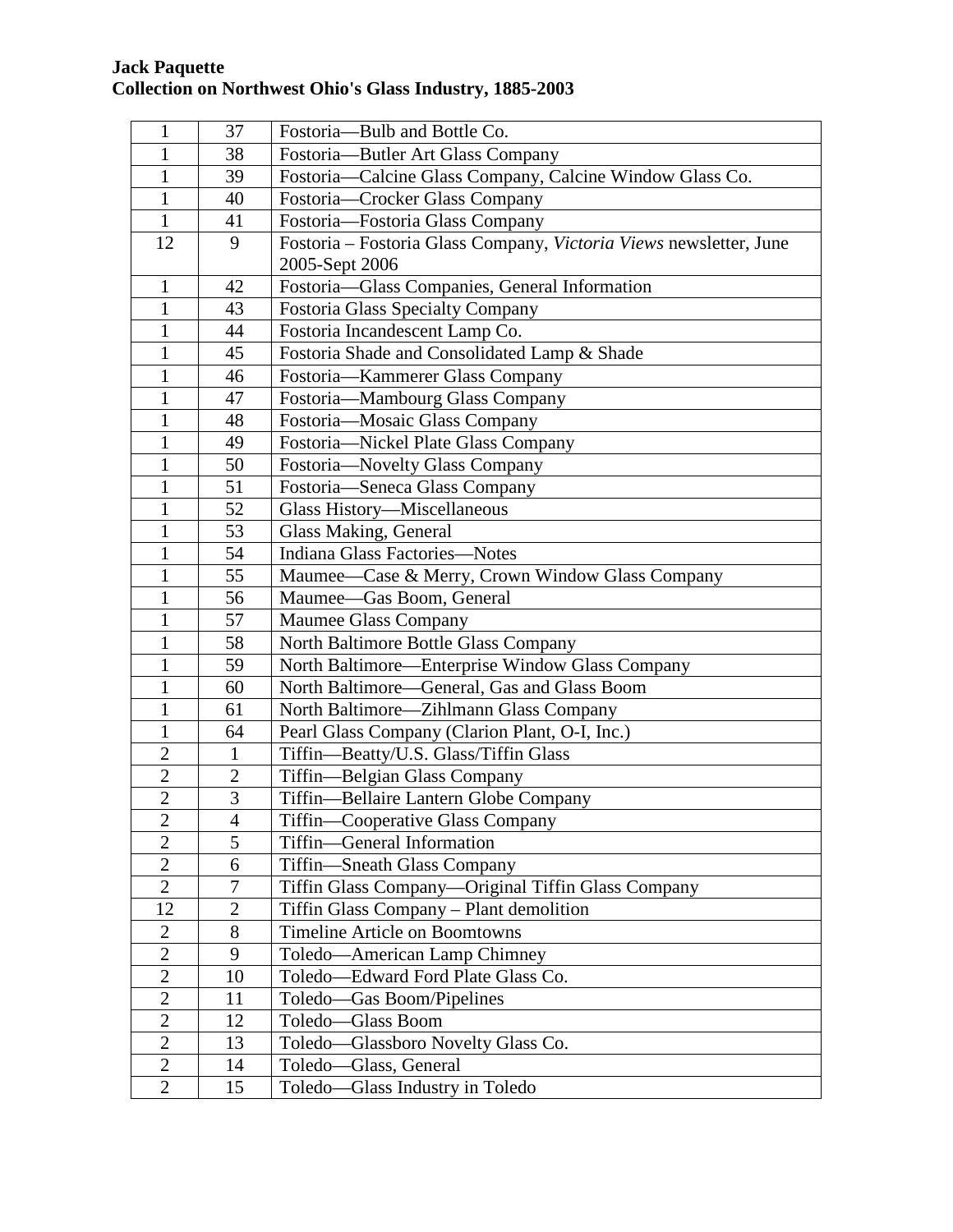| 1 | 37 | Fostoria—Bulb and Bottle Co. |
|---|---|---|
| 1 | 38 | Fostoria—Butler Art Glass Company |
| 1 | 39 | Fostoria—Calcine Glass Company, Calcine Window Glass Co. |
| 1 | 40 | Fostoria—Crocker Glass Company |
| 1 | 41 | Fostoria—Fostoria Glass Company |
| 12 | 9 | Fostoria – Fostoria Glass Company, *Victoria Views* newsletter, June 2005-Sept 2006 |
| 1 | 42 | Fostoria—Glass Companies, General Information |
| 1 | 43 | Fostoria Glass Specialty Company |
| 1 | 44 | Fostoria Incandescent Lamp Co. |
| 1 | 45 | Fostoria Shade and Consolidated Lamp & Shade |
| 1 | 46 | Fostoria—Kammerer Glass Company |
| 1 | 47 | Fostoria—Mambourg Glass Company |
| 1 | 48 | Fostoria—Mosaic Glass Company |
| 1 | 49 | Fostoria—Nickel Plate Glass Company |
| 1 | 50 | Fostoria—Novelty Glass Company |
| 1 | 51 | Fostoria—Seneca Glass Company |
| 1 | 52 | Glass History—Miscellaneous |
| 1 | 53 | Glass Making, General |
| 1 | 54 | Indiana Glass Factories—Notes |
| 1 | 55 | Maumee—Case & Merry, Crown Window Glass Company |
| 1 | 56 | Maumee—Gas Boom, General |
| 1 | 57 | Maumee Glass Company |
| 1 | 58 | North Baltimore Bottle Glass Company |
| 1 | 59 | North Baltimore—Enterprise Window Glass Company |
| 1 | 60 | North Baltimore—General, Gas and Glass Boom |
| 1 | 61 | North Baltimore—Zihlmann Glass Company |
| 1 | 64 | Pearl Glass Company (Clarion Plant, O-I, Inc.) |
| 2 | 1 | Tiffin—Beatty/U.S. Glass/Tiffin Glass |
| 2 | 2 | Tiffin—Belgian Glass Company |
| 2 | 3 | Tiffin—Bellaire Lantern Globe Company |
| 2 | 4 | Tiffin—Cooperative Glass Company |
| 2 | 5 | Tiffin—General Information |
| 2 | 6 | Tiffin—Sneath Glass Company |
| 2 | 7 | Tiffin Glass Company—Original Tiffin Glass Company |
| 12 | 2 | Tiffin Glass Company – Plant demolition |
| 2 | 8 | Timeline Article on Boomtowns |
| 2 | 9 | Toledo—American Lamp Chimney |
| 2 | 10 | Toledo—Edward Ford Plate Glass Co. |
| 2 | 11 | Toledo—Gas Boom/Pipelines |
| 2 | 12 | Toledo—Glass Boom |
| 2 | 13 | Toledo—Glassboro Novelty Glass Co. |
| 2 | 14 | Toledo—Glass, General |
| 2 | 15 | Toledo—Glass Industry in Toledo |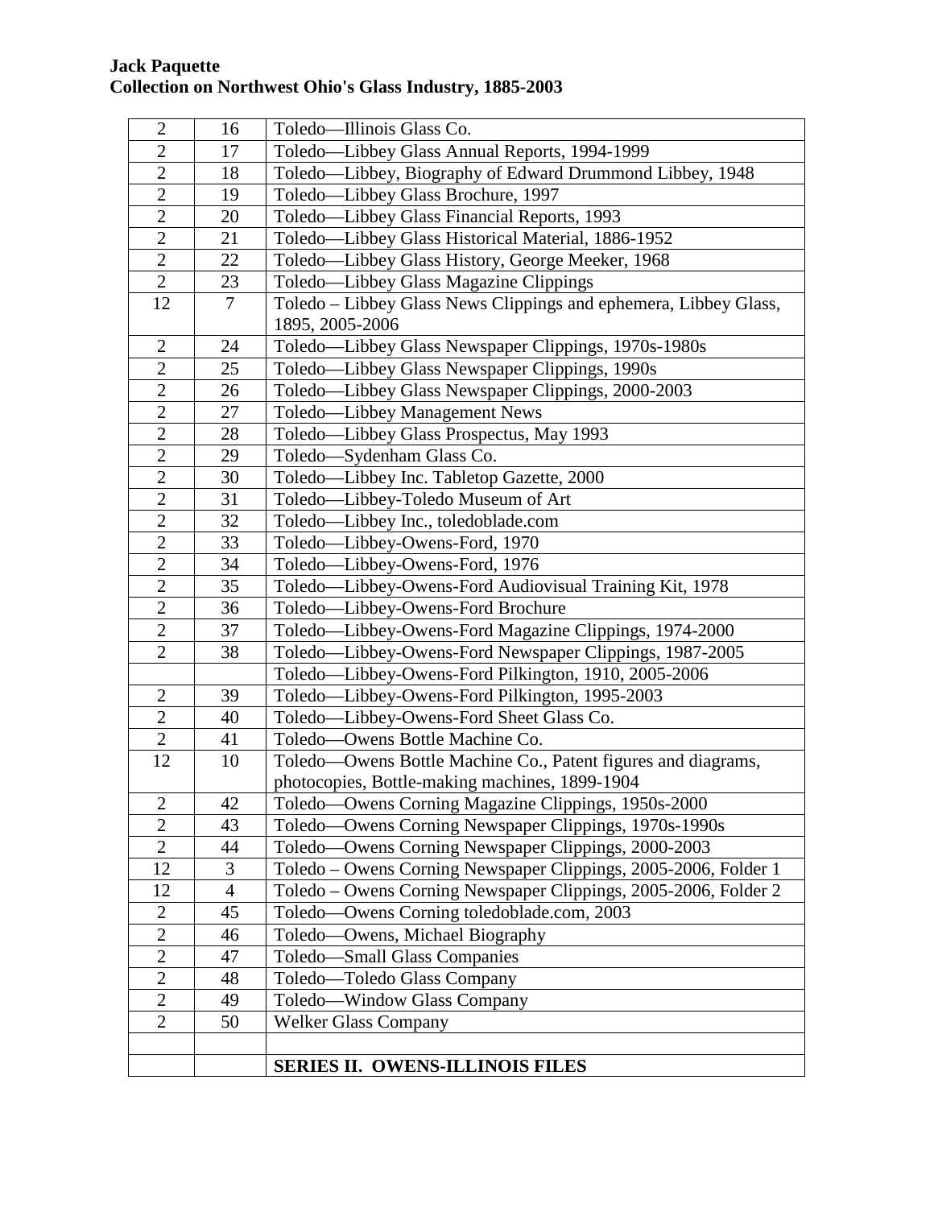**Jack Paquette**
**Collection on Northwest Ohio's Glass Industry, 1885-2003**

| | | |
|---|---|---|
| 2 | 16 | Toledo—Illinois Glass Co. |
| 2 | 17 | Toledo—Libbey Glass Annual Reports, 1994-1999 |
| 2 | 18 | Toledo—Libbey, Biography of Edward Drummond Libbey, 1948 |
| 2 | 19 | Toledo—Libbey Glass Brochure, 1997 |
| 2 | 20 | Toledo—Libbey Glass Financial Reports, 1993 |
| 2 | 21 | Toledo—Libbey Glass Historical Material, 1886-1952 |
| 2 | 22 | Toledo—Libbey Glass History, George Meeker, 1968 |
| 2 | 23 | Toledo—Libbey Glass Magazine Clippings |
| 12 | 7 | Toledo – Libbey Glass News Clippings and ephemera, Libbey Glass, 1895, 2005-2006 |
| 2 | 24 | Toledo—Libbey Glass Newspaper Clippings, 1970s-1980s |
| 2 | 25 | Toledo—Libbey Glass Newspaper Clippings, 1990s |
| 2 | 26 | Toledo—Libbey Glass Newspaper Clippings, 2000-2003 |
| 2 | 27 | Toledo—Libbey Management News |
| 2 | 28 | Toledo—Libbey Glass Prospectus, May 1993 |
| 2 | 29 | Toledo—Sydenham Glass Co. |
| 2 | 30 | Toledo—Libbey Inc. Tabletop Gazette, 2000 |
| 2 | 31 | Toledo—Libbey-Toledo Museum of Art |
| 2 | 32 | Toledo—Libbey Inc., toledoblade.com |
| 2 | 33 | Toledo—Libbey-Owens-Ford, 1970 |
| 2 | 34 | Toledo—Libbey-Owens-Ford, 1976 |
| 2 | 35 | Toledo—Libbey-Owens-Ford Audiovisual Training Kit, 1978 |
| 2 | 36 | Toledo—Libbey-Owens-Ford Brochure |
| 2 | 37 | Toledo—Libbey-Owens-Ford Magazine Clippings, 1974-2000 |
| 2 | 38 | Toledo—Libbey-Owens-Ford Newspaper Clippings, 1987-2005 |
| | | Toledo—Libbey-Owens-Ford Pilkington, 1910, 2005-2006 |
| 2 | 39 | Toledo—Libbey-Owens-Ford Pilkington, 1995-2003 |
| 2 | 40 | Toledo—Libbey-Owens-Ford Sheet Glass Co. |
| 2 | 41 | Toledo—Owens Bottle Machine Co. |
| 12 | 10 | Toledo—Owens Bottle Machine Co., Patent figures and diagrams, photocopies, Bottle-making machines, 1899-1904 |
| 2 | 42 | Toledo—Owens Corning Magazine Clippings, 1950s-2000 |
| 2 | 43 | Toledo—Owens Corning Newspaper Clippings, 1970s-1990s |
| 2 | 44 | Toledo—Owens Corning Newspaper Clippings, 2000-2003 |
| 12 | 3 | Toledo – Owens Corning Newspaper Clippings, 2005-2006, Folder 1 |
| 12 | 4 | Toledo – Owens Corning Newspaper Clippings, 2005-2006, Folder 2 |
| 2 | 45 | Toledo—Owens Corning toledoblade.com, 2003 |
| 2 | 46 | Toledo—Owens, Michael Biography |
| 2 | 47 | Toledo—Small Glass Companies |
| 2 | 48 | Toledo—Toledo Glass Company |
| 2 | 49 | Toledo—Window Glass Company |
| 2 | 50 | Welker Glass Company |
| | | |
| | | **SERIES II. OWENS-ILLINOIS FILES** |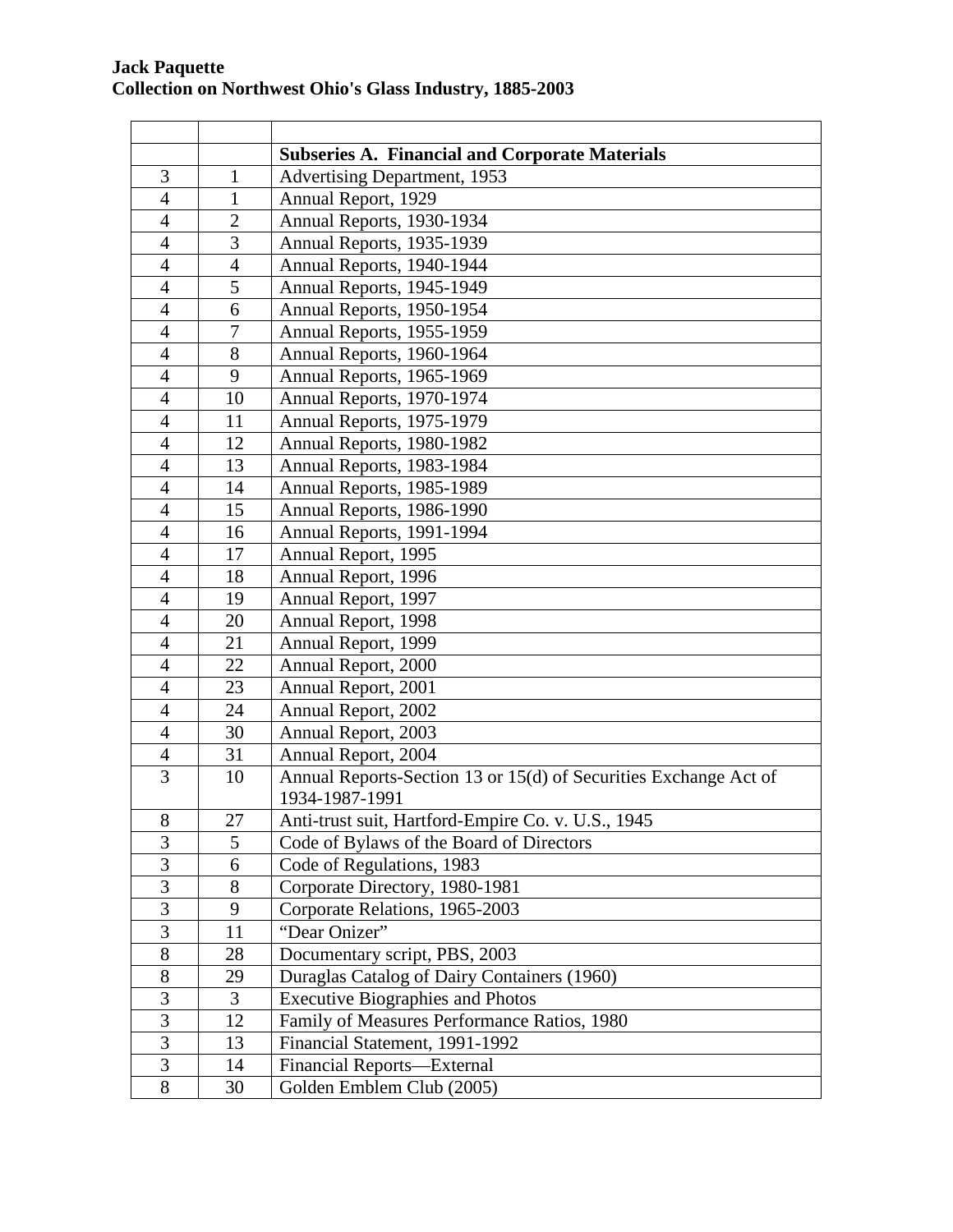**Jack Paquette**
**Collection on Northwest Ohio's Glass Industry, 1885-2003**

| | | |
|---|---|---|
| | | **Subseries A. Financial and Corporate Materials** |
| 3 | 1 | Advertising Department, 1953 |
| 4 | 1 | Annual Report, 1929 |
| 4 | 2 | Annual Reports, 1930-1934 |
| 4 | 3 | Annual Reports, 1935-1939 |
| 4 | 4 | Annual Reports, 1940-1944 |
| 4 | 5 | Annual Reports, 1945-1949 |
| 4 | 6 | Annual Reports, 1950-1954 |
| 4 | 7 | Annual Reports, 1955-1959 |
| 4 | 8 | Annual Reports, 1960-1964 |
| 4 | 9 | Annual Reports, 1965-1969 |
| 4 | 10 | Annual Reports, 1970-1974 |
| 4 | 11 | Annual Reports, 1975-1979 |
| 4 | 12 | Annual Reports, 1980-1982 |
| 4 | 13 | Annual Reports, 1983-1984 |
| 4 | 14 | Annual Reports, 1985-1989 |
| 4 | 15 | Annual Reports, 1986-1990 |
| 4 | 16 | Annual Reports, 1991-1994 |
| 4 | 17 | Annual Report, 1995 |
| 4 | 18 | Annual Report, 1996 |
| 4 | 19 | Annual Report, 1997 |
| 4 | 20 | Annual Report, 1998 |
| 4 | 21 | Annual Report, 1999 |
| 4 | 22 | Annual Report, 2000 |
| 4 | 23 | Annual Report, 2001 |
| 4 | 24 | Annual Report, 2002 |
| 4 | 30 | Annual Report, 2003 |
| 4 | 31 | Annual Report, 2004 |
| 3 | 10 | Annual Reports-Section 13 or 15(d) of Securities Exchange Act of 1934-1987-1991 |
| 8 | 27 | Anti-trust suit, Hartford-Empire Co. v. U.S., 1945 |
| 3 | 5 | Code of Bylaws of the Board of Directors |
| 3 | 6 | Code of Regulations, 1983 |
| 3 | 8 | Corporate Directory, 1980-1981 |
| 3 | 9 | Corporate Relations, 1965-2003 |
| 3 | 11 | "Dear Onizer" |
| 8 | 28 | Documentary script, PBS, 2003 |
| 8 | 29 | Duraglas Catalog of Dairy Containers (1960) |
| 3 | 3 | Executive Biographies and Photos |
| 3 | 12 | Family of Measures Performance Ratios, 1980 |
| 3 | 13 | Financial Statement, 1991-1992 |
| 3 | 14 | Financial Reports—External |
| 8 | 30 | Golden Emblem Club (2005) |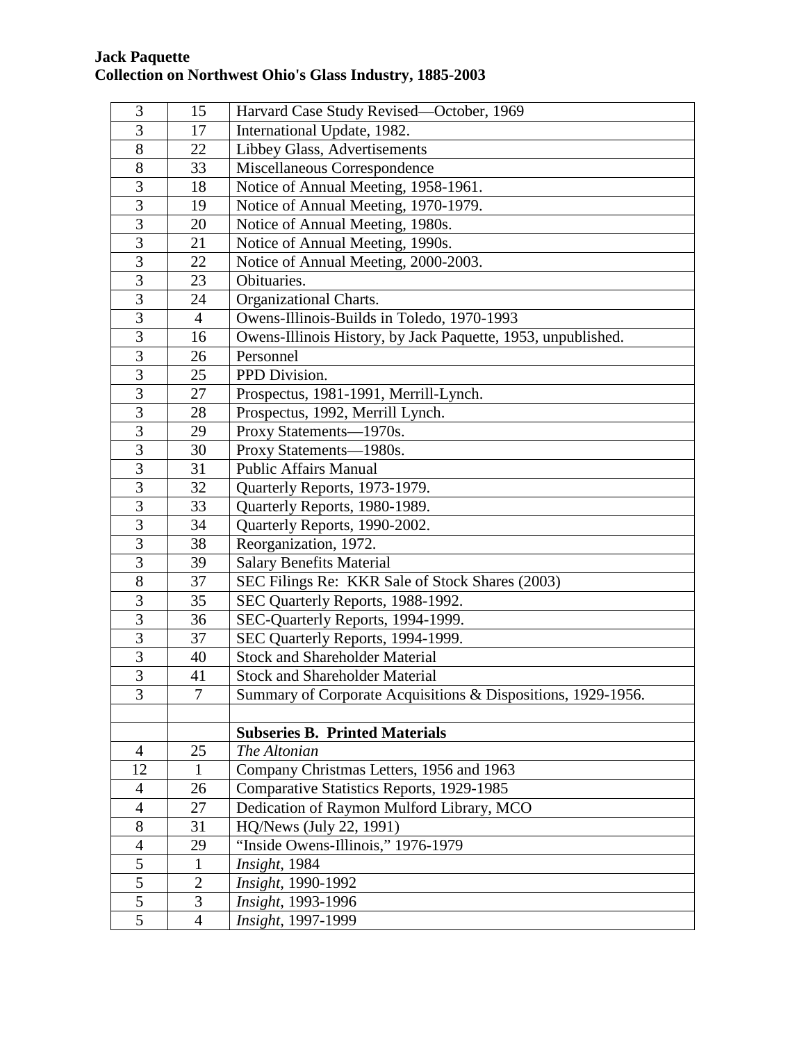**Jack Paquette**
**Collection on Northwest Ohio's Glass Industry, 1885-2003**

| | | |
|---|---|---|
| 3 | 15 | Harvard Case Study Revised—October, 1969 |
| 3 | 17 | International Update, 1982. |
| 8 | 22 | Libbey Glass, Advertisements |
| 8 | 33 | Miscellaneous Correspondence |
| 3 | 18 | Notice of Annual Meeting, 1958-1961. |
| 3 | 19 | Notice of Annual Meeting, 1970-1979. |
| 3 | 20 | Notice of Annual Meeting, 1980s. |
| 3 | 21 | Notice of Annual Meeting, 1990s. |
| 3 | 22 | Notice of Annual Meeting, 2000-2003. |
| 3 | 23 | Obituaries. |
| 3 | 24 | Organizational Charts. |
| 3 | 4 | Owens-Illinois-Builds in Toledo, 1970-1993 |
| 3 | 16 | Owens-Illinois History, by Jack Paquette, 1953, unpublished. |
| 3 | 26 | Personnel |
| 3 | 25 | PPD Division. |
| 3 | 27 | Prospectus, 1981-1991, Merrill-Lynch. |
| 3 | 28 | Prospectus, 1992, Merrill Lynch. |
| 3 | 29 | Proxy Statements—1970s. |
| 3 | 30 | Proxy Statements—1980s. |
| 3 | 31 | Public Affairs Manual |
| 3 | 32 | Quarterly Reports, 1973-1979. |
| 3 | 33 | Quarterly Reports, 1980-1989. |
| 3 | 34 | Quarterly Reports, 1990-2002. |
| 3 | 38 | Reorganization, 1972. |
| 3 | 39 | Salary Benefits Material |
| 8 | 37 | SEC Filings Re: KKR Sale of Stock Shares (2003) |
| 3 | 35 | SEC Quarterly Reports, 1988-1992. |
| 3 | 36 | SEC-Quarterly Reports, 1994-1999. |
| 3 | 37 | SEC Quarterly Reports, 1994-1999. |
| 3 | 40 | Stock and Shareholder Material |
| 3 | 41 | Stock and Shareholder Material |
| 3 | 7 | Summary of Corporate Acquisitions & Dispositions, 1929-1956. |
| | | |
| | | **Subseries B. Printed Materials** |
| 4 | 25 | *The Altonian* |
| 12 | 1 | Company Christmas Letters, 1956 and 1963 |
| 4 | 26 | Comparative Statistics Reports, 1929-1985 |
| 4 | 27 | Dedication of Raymon Mulford Library, MCO |
| 8 | 31 | HQ/News (July 22, 1991) |
| 4 | 29 | "Inside Owens-Illinois," 1976-1979 |
| 5 | 1 | *Insight*, 1984 |
| 5 | 2 | *Insight*, 1990-1992 |
| 5 | 3 | *Insight*, 1993-1996 |
| 5 | 4 | *Insight*, 1997-1999 |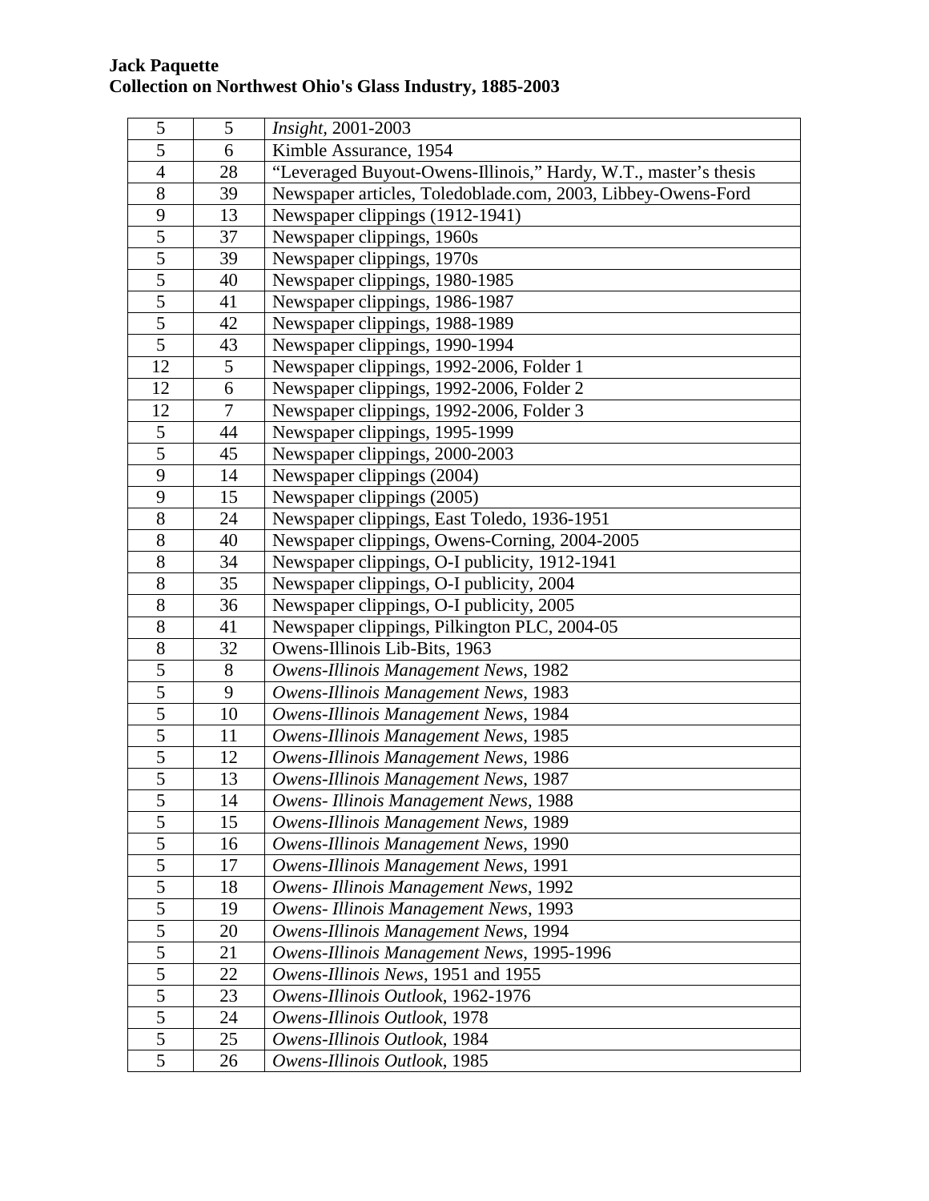**Jack Paquette**
**Collection on Northwest Ohio's Glass Industry, 1885-2003**

| | | |
|---|---|---|
| 5 | 5 | *Insight*, 2001-2003 |
| 5 | 6 | Kimble Assurance, 1954 |
| 4 | 28 | “Leveraged Buyout-Owens-Illinois,” Hardy, W.T., master’s thesis |
| 8 | 39 | Newspaper articles, Toledoblade.com, 2003, Libbey-Owens-Ford |
| 9 | 13 | Newspaper clippings (1912-1941) |
| 5 | 37 | Newspaper clippings, 1960s |
| 5 | 39 | Newspaper clippings, 1970s |
| 5 | 40 | Newspaper clippings, 1980-1985 |
| 5 | 41 | Newspaper clippings, 1986-1987 |
| 5 | 42 | Newspaper clippings, 1988-1989 |
| 5 | 43 | Newspaper clippings, 1990-1994 |
| 12 | 5 | Newspaper clippings, 1992-2006, Folder 1 |
| 12 | 6 | Newspaper clippings, 1992-2006, Folder 2 |
| 12 | 7 | Newspaper clippings, 1992-2006, Folder 3 |
| 5 | 44 | Newspaper clippings, 1995-1999 |
| 5 | 45 | Newspaper clippings, 2000-2003 |
| 9 | 14 | Newspaper clippings (2004) |
| 9 | 15 | Newspaper clippings (2005) |
| 8 | 24 | Newspaper clippings, East Toledo, 1936-1951 |
| 8 | 40 | Newspaper clippings, Owens-Corning, 2004-2005 |
| 8 | 34 | Newspaper clippings, O-I publicity, 1912-1941 |
| 8 | 35 | Newspaper clippings, O-I publicity, 2004 |
| 8 | 36 | Newspaper clippings, O-I publicity, 2005 |
| 8 | 41 | Newspaper clippings, Pilkington PLC, 2004-05 |
| 8 | 32 | Owens-Illinois Lib-Bits, 1963 |
| 5 | 8 | *Owens-Illinois Management News*, 1982 |
| 5 | 9 | *Owens-Illinois Management News*, 1983 |
| 5 | 10 | *Owens-Illinois Management News*, 1984 |
| 5 | 11 | *Owens-Illinois Management News*, 1985 |
| 5 | 12 | *Owens-Illinois Management News*, 1986 |
| 5 | 13 | *Owens-Illinois Management News*, 1987 |
| 5 | 14 | *Owens- Illinois Management News*, 1988 |
| 5 | 15 | *Owens-Illinois Management News*, 1989 |
| 5 | 16 | *Owens-Illinois Management News*, 1990 |
| 5 | 17 | *Owens-Illinois Management News*, 1991 |
| 5 | 18 | *Owens- Illinois Management News*, 1992 |
| 5 | 19 | *Owens- Illinois Management News*, 1993 |
| 5 | 20 | *Owens-Illinois Management News*, 1994 |
| 5 | 21 | *Owens-Illinois Management News*, 1995-1996 |
| 5 | 22 | *Owens-Illinois News*, 1951 and 1955 |
| 5 | 23 | *Owens-Illinois Outlook*, 1962-1976 |
| 5 | 24 | *Owens-Illinois Outlook*, 1978 |
| 5 | 25 | *Owens-Illinois Outlook*, 1984 |
| 5 | 26 | *Owens-Illinois Outlook*, 1985 |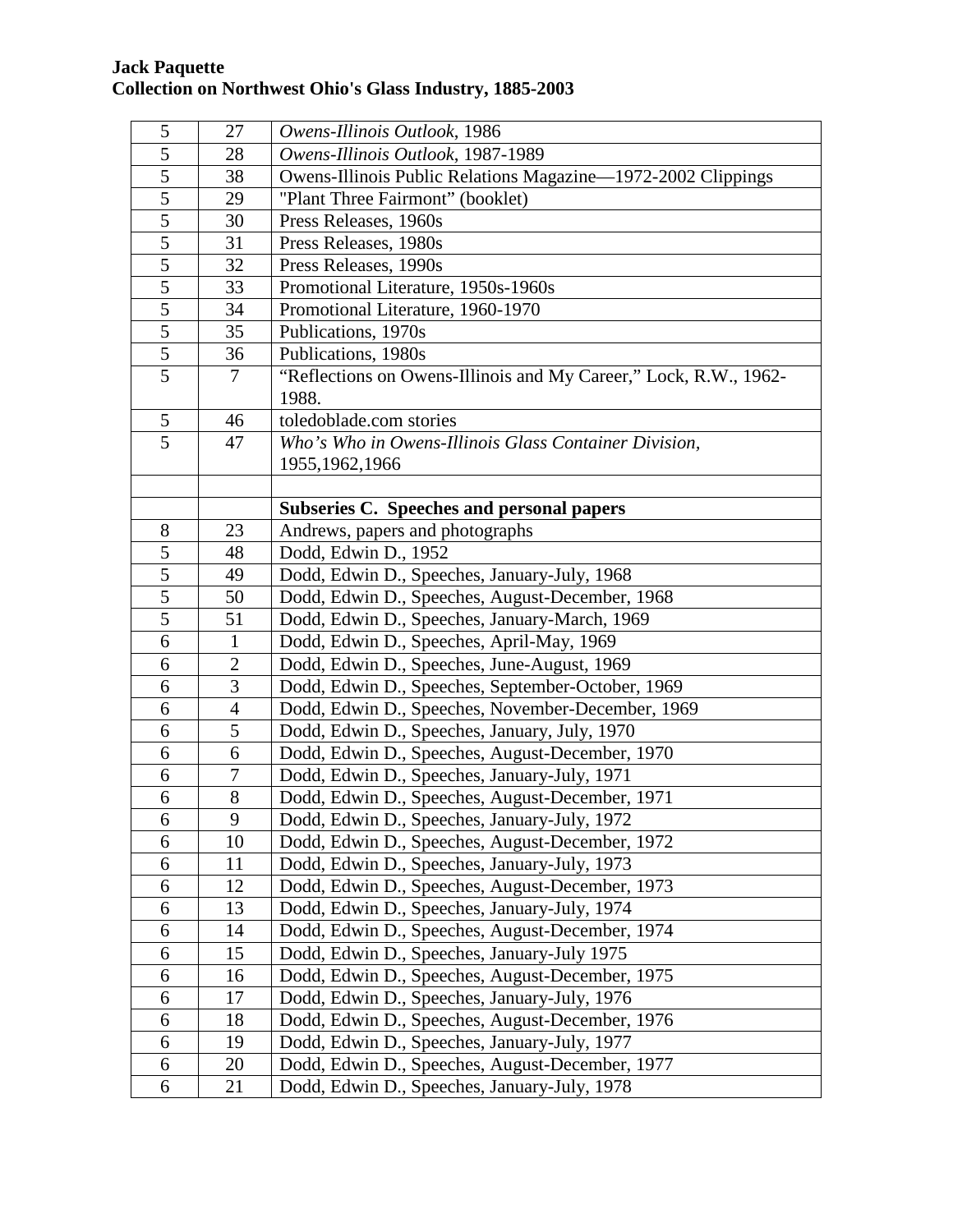| | | |
|---|---|---|
| 5 | 27 | *Owens-Illinois Outlook*, 1986 |
| 5 | 28 | *Owens-Illinois Outlook*, 1987-1989 |
| 5 | 38 | Owens-Illinois Public Relations Magazine—1972-2002 Clippings |
| 5 | 29 | "Plant Three Fairmont" (booklet) |
| 5 | 30 | Press Releases, 1960s |
| 5 | 31 | Press Releases, 1980s |
| 5 | 32 | Press Releases, 1990s |
| 5 | 33 | Promotional Literature, 1950s-1960s |
| 5 | 34 | Promotional Literature, 1960-1970 |
| 5 | 35 | Publications, 1970s |
| 5 | 36 | Publications, 1980s |
| 5 | 7 | "Reflections on Owens-Illinois and My Career," Lock, R.W., 1962-1988. |
| 5 | 46 | toledoblade.com stories |
| 5 | 47 | *Who's Who in Owens-Illinois Glass Container Division,* 1955,1962,1966 |
| | | |
| | | **Subseries C. Speeches and personal papers** |
| 8 | 23 | Andrews, papers and photographs |
| 5 | 48 | Dodd, Edwin D., 1952 |
| 5 | 49 | Dodd, Edwin D., Speeches, January-July, 1968 |
| 5 | 50 | Dodd, Edwin D., Speeches, August-December, 1968 |
| 5 | 51 | Dodd, Edwin D., Speeches, January-March, 1969 |
| 6 | 1 | Dodd, Edwin D., Speeches, April-May, 1969 |
| 6 | 2 | Dodd, Edwin D., Speeches, June-August, 1969 |
| 6 | 3 | Dodd, Edwin D., Speeches, September-October, 1969 |
| 6 | 4 | Dodd, Edwin D., Speeches, November-December, 1969 |
| 6 | 5 | Dodd, Edwin D., Speeches, January, July, 1970 |
| 6 | 6 | Dodd, Edwin D., Speeches, August-December, 1970 |
| 6 | 7 | Dodd, Edwin D., Speeches, January-July, 1971 |
| 6 | 8 | Dodd, Edwin D., Speeches, August-December, 1971 |
| 6 | 9 | Dodd, Edwin D., Speeches, January-July, 1972 |
| 6 | 10 | Dodd, Edwin D., Speeches, August-December, 1972 |
| 6 | 11 | Dodd, Edwin D., Speeches, January-July, 1973 |
| 6 | 12 | Dodd, Edwin D., Speeches, August-December, 1973 |
| 6 | 13 | Dodd, Edwin D., Speeches, January-July, 1974 |
| 6 | 14 | Dodd, Edwin D., Speeches, August-December, 1974 |
| 6 | 15 | Dodd, Edwin D., Speeches, January-July 1975 |
| 6 | 16 | Dodd, Edwin D., Speeches, August-December, 1975 |
| 6 | 17 | Dodd, Edwin D., Speeches, January-July, 1976 |
| 6 | 18 | Dodd, Edwin D., Speeches, August-December, 1976 |
| 6 | 19 | Dodd, Edwin D., Speeches, January-July, 1977 |
| 6 | 20 | Dodd, Edwin D., Speeches, August-December, 1977 |
| 6 | 21 | Dodd, Edwin D., Speeches, January-July, 1978 |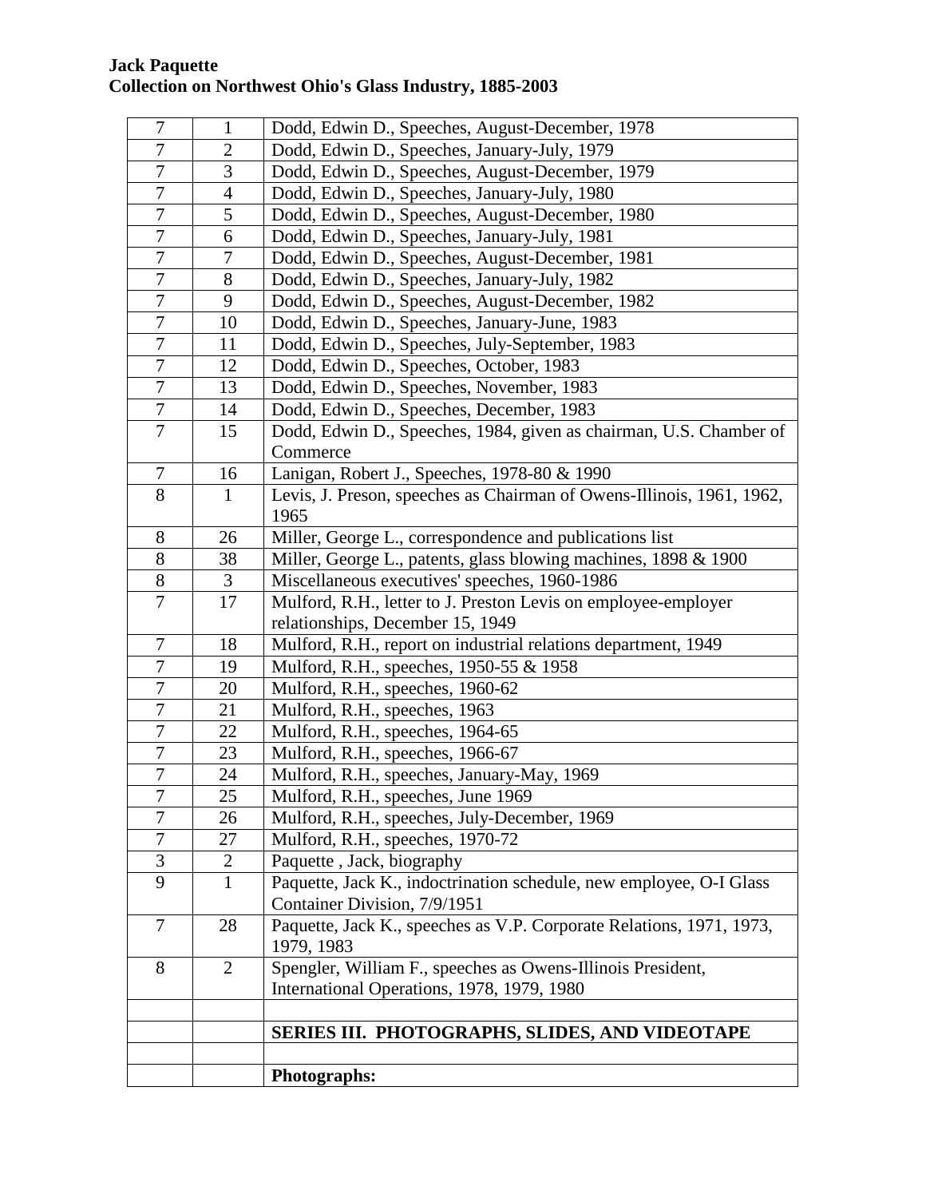**Jack Paquette**
**Collection on Northwest Ohio's Glass Industry, 1885-2003**

| | | |
|---|---|---|
| 7 | 1 | Dodd, Edwin D., Speeches, August-December, 1978 |
| 7 | 2 | Dodd, Edwin D., Speeches, January-July, 1979 |
| 7 | 3 | Dodd, Edwin D., Speeches, August-December, 1979 |
| 7 | 4 | Dodd, Edwin D., Speeches, January-July, 1980 |
| 7 | 5 | Dodd, Edwin D., Speeches, August-December, 1980 |
| 7 | 6 | Dodd, Edwin D., Speeches, January-July, 1981 |
| 7 | 7 | Dodd, Edwin D., Speeches, August-December, 1981 |
| 7 | 8 | Dodd, Edwin D., Speeches, January-July, 1982 |
| 7 | 9 | Dodd, Edwin D., Speeches, August-December, 1982 |
| 7 | 10 | Dodd, Edwin D., Speeches, January-June, 1983 |
| 7 | 11 | Dodd, Edwin D., Speeches, July-September, 1983 |
| 7 | 12 | Dodd, Edwin D., Speeches, October, 1983 |
| 7 | 13 | Dodd, Edwin D., Speeches, November, 1983 |
| 7 | 14 | Dodd, Edwin D., Speeches, December, 1983 |
| 7 | 15 | Dodd, Edwin D., Speeches, 1984, given as chairman, U.S. Chamber of Commerce |
| 7 | 16 | Lanigan, Robert J., Speeches, 1978-80 & 1990 |
| 8 | 1 | Levis, J. Preson, speeches as Chairman of Owens-Illinois, 1961, 1962, 1965 |
| 8 | 26 | Miller, George L., correspondence and publications list |
| 8 | 38 | Miller, George L., patents, glass blowing machines, 1898 & 1900 |
| 8 | 3 | Miscellaneous executives' speeches, 1960-1986 |
| 7 | 17 | Mulford, R.H., letter to J. Preston Levis on employee-employer relationships, December 15, 1949 |
| 7 | 18 | Mulford, R.H., report on industrial relations department, 1949 |
| 7 | 19 | Mulford, R.H., speeches, 1950-55 & 1958 |
| 7 | 20 | Mulford, R.H., speeches, 1960-62 |
| 7 | 21 | Mulford, R.H., speeches, 1963 |
| 7 | 22 | Mulford, R.H., speeches, 1964-65 |
| 7 | 23 | Mulford, R.H., speeches, 1966-67 |
| 7 | 24 | Mulford, R.H., speeches, January-May, 1969 |
| 7 | 25 | Mulford, R.H., speeches, June 1969 |
| 7 | 26 | Mulford, R.H., speeches, July-December, 1969 |
| 7 | 27 | Mulford, R.H., speeches, 1970-72 |
| 3 | 2 | Paquette , Jack, biography |
| 9 | 1 | Paquette, Jack K., indoctrination schedule, new employee, O-I Glass Container Division, 7/9/1951 |
| 7 | 28 | Paquette, Jack K., speeches as V.P. Corporate Relations, 1971, 1973, 1979, 1983 |
| 8 | 2 | Spengler, William F., speeches as Owens-Illinois President, International Operations, 1978, 1979, 1980 |
| | | |
| | | **SERIES III. PHOTOGRAPHS, SLIDES, AND VIDEOTAPE** |
| | | |
| | | **Photographs:** |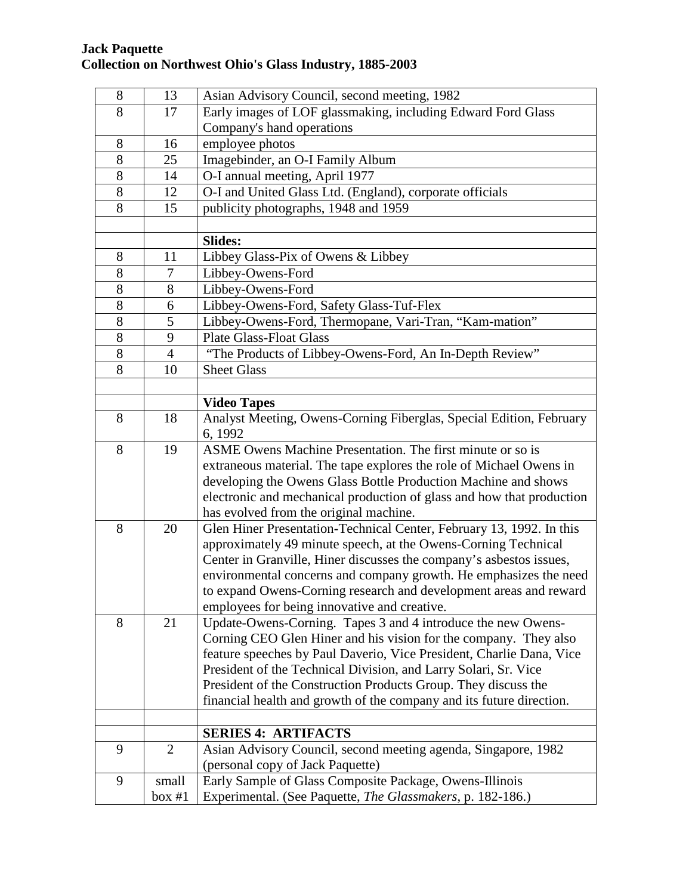**Jack Paquette**
**Collection on Northwest Ohio's Glass Industry, 1885-2003**

| | | |
|---|---|---|
| 8 | 13 | Asian Advisory Council, second meeting, 1982 |
| 8 | 17 | Early images of LOF glassmaking, including Edward Ford Glass Company's hand operations |
| 8 | 16 | employee photos |
| 8 | 25 | Imagebinder, an O-I Family Album |
| 8 | 14 | O-I annual meeting, April 1977 |
| 8 | 12 | O-I and United Glass Ltd. (England), corporate officials |
| 8 | 15 | publicity photographs, 1948 and 1959 |
| | | |
| | | **Slides:** |
| 8 | 11 | Libbey Glass-Pix of Owens & Libbey |
| 8 | 7 | Libbey-Owens-Ford |
| 8 | 8 | Libbey-Owens-Ford |
| 8 | 6 | Libbey-Owens-Ford, Safety Glass-Tuf-Flex |
| 8 | 5 | Libbey-Owens-Ford, Thermopane, Vari-Tran, "Kam-mation" |
| 8 | 9 | Plate Glass-Float Glass |
| 8 | 4 | "The Products of Libbey-Owens-Ford, An In-Depth Review" |
| 8 | 10 | Sheet Glass |
| | | |
| | | **Video Tapes** |
| 8 | 18 | Analyst Meeting, Owens-Corning Fiberglas, Special Edition, February 6, 1992 |
| 8 | 19 | ASME Owens Machine Presentation. The first minute or so is extraneous material. The tape explores the role of Michael Owens in developing the Owens Glass Bottle Production Machine and shows electronic and mechanical production of glass and how that production has evolved from the original machine. |
| 8 | 20 | Glen Hiner Presentation-Technical Center, February 13, 1992. In this approximately 49 minute speech, at the Owens-Corning Technical Center in Granville, Hiner discusses the company's asbestos issues, environmental concerns and company growth. He emphasizes the need to expand Owens-Corning research and development areas and reward employees for being innovative and creative. |
| 8 | 21 | Update-Owens-Corning. Tapes 3 and 4 introduce the new Owens-Corning CEO Glen Hiner and his vision for the company. They also feature speeches by Paul Daverio, Vice President, Charlie Dana, Vice President of the Technical Division, and Larry Solari, Sr. Vice President of the Construction Products Group. They discuss the financial health and growth of the company and its future direction. |
| | | |
| | | **SERIES 4: ARTIFACTS** |
| 9 | 2 | Asian Advisory Council, second meeting agenda, Singapore, 1982 (personal copy of Jack Paquette) |
| 9 | small box #1 | Early Sample of Glass Composite Package, Owens-Illinois Experimental. (See Paquette, *The Glassmakers*, p. 182-186.) |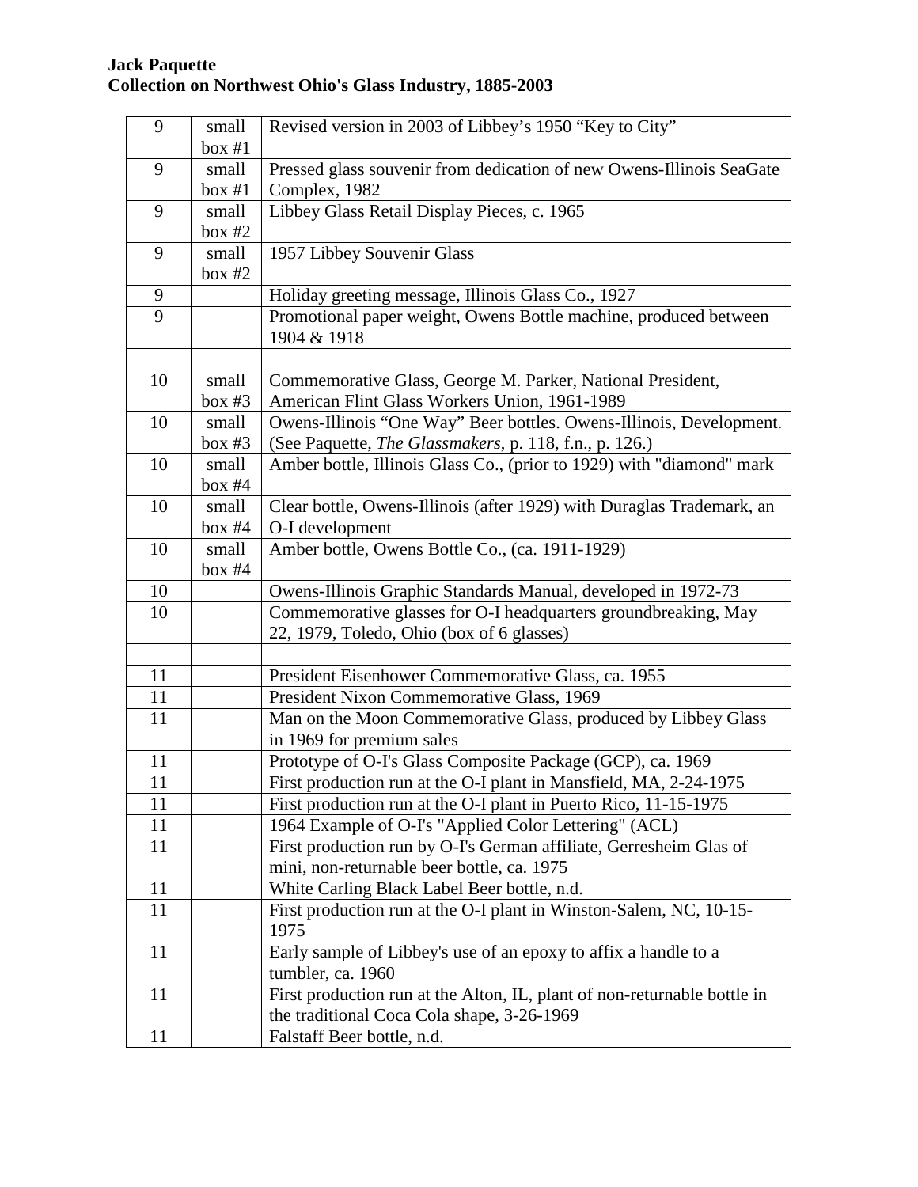**Jack Paquette**
**Collection on Northwest Ohio's Glass Industry, 1885-2003**

| | | |
|---|---|---|
| 9 | small box #1 | Revised version in 2003 of Libbey's 1950 "Key to City" |
| 9 | small box #1 | Pressed glass souvenir from dedication of new Owens-Illinois SeaGate Complex, 1982 |
| 9 | small box #2 | Libbey Glass Retail Display Pieces, c. 1965 |
| 9 | small box #2 | 1957 Libbey Souvenir Glass |
| 9 | | Holiday greeting message, Illinois Glass Co., 1927 |
| 9 | | Promotional paper weight, Owens Bottle machine, produced between 1904 & 1918 |
| | | |
| 10 | small box #3 | Commemorative Glass, George M. Parker, National President, American Flint Glass Workers Union, 1961-1989 |
| 10 | small box #3 | Owens-Illinois "One Way" Beer bottles. Owens-Illinois, Development. (See Paquette, *The Glassmakers*, p. 118, f.n., p. 126.) |
| 10 | small box #4 | Amber bottle, Illinois Glass Co., (prior to 1929) with "diamond" mark |
| 10 | small box #4 | Clear bottle, Owens-Illinois (after 1929) with Duraglas Trademark, an O-I development |
| 10 | small box #4 | Amber bottle, Owens Bottle Co., (ca. 1911-1929) |
| 10 | | Owens-Illinois Graphic Standards Manual, developed in 1972-73 |
| 10 | | Commemorative glasses for O-I headquarters groundbreaking, May 22, 1979, Toledo, Ohio (box of 6 glasses) |
| | | |
| 11 | | President Eisenhower Commemorative Glass, ca. 1955 |
| 11 | | President Nixon Commemorative Glass, 1969 |
| 11 | | Man on the Moon Commemorative Glass, produced by Libbey Glass in 1969 for premium sales |
| 11 | | Prototype of O-I's Glass Composite Package (GCP), ca. 1969 |
| 11 | | First production run at the O-I plant in Mansfield, MA, 2-24-1975 |
| 11 | | First production run at the O-I plant in Puerto Rico, 11-15-1975 |
| 11 | | 1964 Example of O-I's "Applied Color Lettering" (ACL) |
| 11 | | First production run by O-I's German affiliate, Gerresheim Glas of mini, non-returnable beer bottle, ca. 1975 |
| 11 | | White Carling Black Label Beer bottle, n.d. |
| 11 | | First production run at the O-I plant in Winston-Salem, NC, 10-15-1975 |
| 11 | | Early sample of Libbey's use of an epoxy to affix a handle to a tumbler, ca. 1960 |
| 11 | | First production run at the Alton, IL, plant of non-returnable bottle in the traditional Coca Cola shape, 3-26-1969 |
| 11 | | Falstaff Beer bottle, n.d. |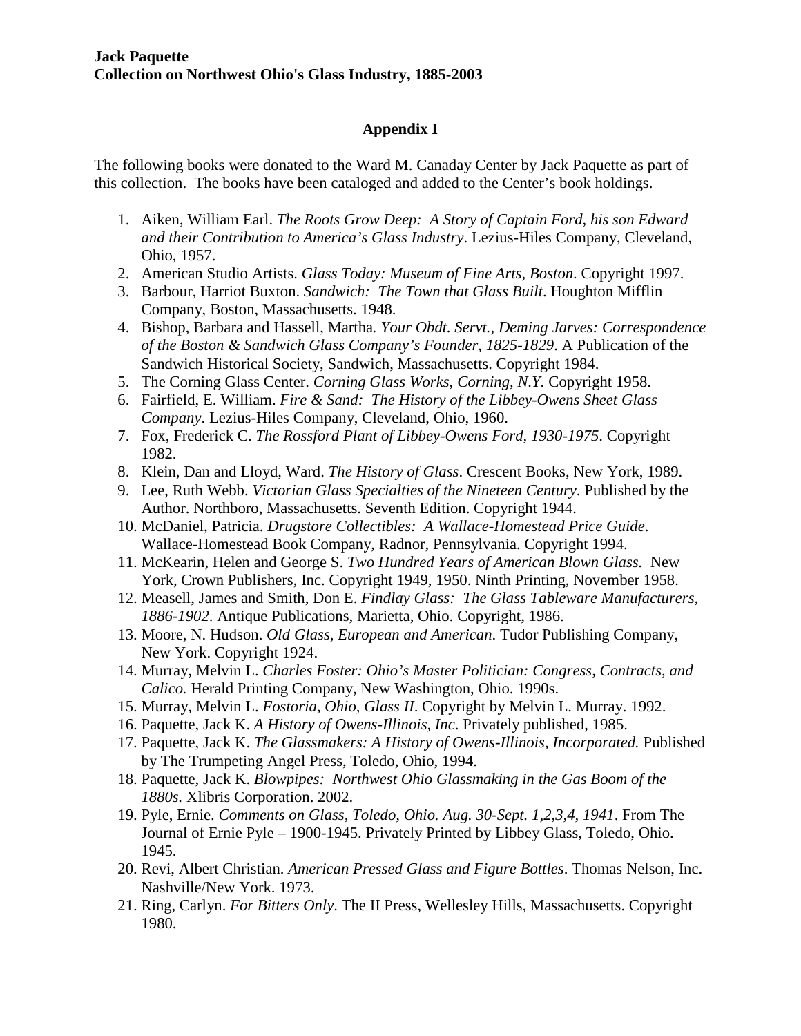**Jack Paquette**
**Collection on Northwest Ohio's Glass Industry, 1885-2003**

## Appendix I

The following books were donated to the Ward M. Canaday Center by Jack Paquette as part of this collection. The books have been cataloged and added to the Center's book holdings.

1. Aiken, William Earl. *The Roots Grow Deep: A Story of Captain Ford, his son Edward and their Contribution to America's Glass Industry*. Lezius-Hiles Company, Cleveland, Ohio, 1957.
2. American Studio Artists. *Glass Today: Museum of Fine Arts, Boston*. Copyright 1997.
3. Barbour, Harriot Buxton. *Sandwich: The Town that Glass Built*. Houghton Mifflin Company, Boston, Massachusetts. 1948.
4. Bishop, Barbara and Hassell, Martha. *Your Obdt. Servt., Deming Jarves: Correspondence of the Boston & Sandwich Glass Company's Founder, 1825-1829*. A Publication of the Sandwich Historical Society, Sandwich, Massachusetts. Copyright 1984.
5. The Corning Glass Center. *Corning Glass Works, Corning, N.Y.* Copyright 1958.
6. Fairfield, E. William. *Fire & Sand: The History of the Libbey-Owens Sheet Glass Company*. Lezius-Hiles Company, Cleveland, Ohio, 1960.
7. Fox, Frederick C. *The Rossford Plant of Libbey-Owens Ford, 1930-1975*. Copyright 1982.
8. Klein, Dan and Lloyd, Ward. *The History of Glass*. Crescent Books, New York, 1989.
9. Lee, Ruth Webb. *Victorian Glass Specialties of the Nineteen Century*. Published by the Author. Northboro, Massachusetts. Seventh Edition. Copyright 1944.
10. McDaniel, Patricia. *Drugstore Collectibles: A Wallace-Homestead Price Guide*. Wallace-Homestead Book Company, Radnor, Pennsylvania. Copyright 1994.
11. McKearin, Helen and George S. *Two Hundred Years of American Blown Glass.* New York, Crown Publishers, Inc. Copyright 1949, 1950. Ninth Printing, November 1958.
12. Measell, James and Smith, Don E. *Findlay Glass: The Glass Tableware Manufacturers, 1886-1902*. Antique Publications, Marietta, Ohio. Copyright, 1986.
13. Moore, N. Hudson. *Old Glass, European and American.* Tudor Publishing Company, New York. Copyright 1924.
14. Murray, Melvin L. *Charles Foster: Ohio's Master Politician: Congress, Contracts, and Calico.* Herald Printing Company, New Washington, Ohio. 1990s.
15. Murray, Melvin L. *Fostoria, Ohio, Glass II*. Copyright by Melvin L. Murray. 1992.
16. Paquette, Jack K. *A History of Owens-Illinois, Inc*. Privately published, 1985.
17. Paquette, Jack K. *The Glassmakers: A History of Owens-Illinois, Incorporated.* Published by The Trumpeting Angel Press, Toledo, Ohio, 1994.
18. Paquette, Jack K. *Blowpipes: Northwest Ohio Glassmaking in the Gas Boom of the 1880s.* Xlibris Corporation. 2002.
19. Pyle, Ernie. *Comments on Glass, Toledo, Ohio. Aug. 30-Sept. 1,2,3,4, 1941*. From The Journal of Ernie Pyle – 1900-1945. Privately Printed by Libbey Glass, Toledo, Ohio. 1945.
20. Revi, Albert Christian. *American Pressed Glass and Figure Bottles*. Thomas Nelson, Inc. Nashville/New York. 1973.
21. Ring, Carlyn. *For Bitters Only*. The II Press, Wellesley Hills, Massachusetts. Copyright 1980.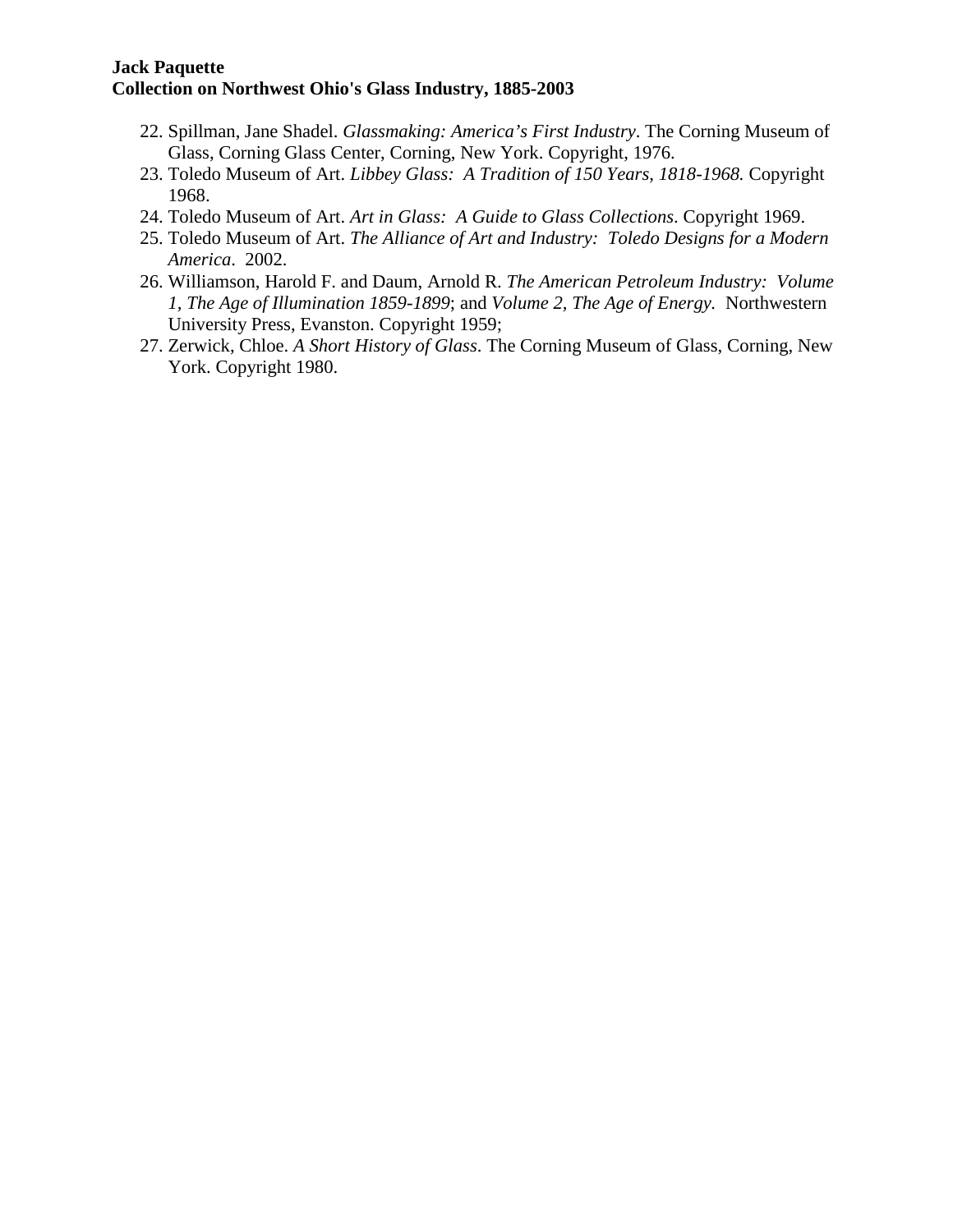22. Spillman, Jane Shadel. *Glassmaking: America's First Industry*. The Corning Museum of Glass, Corning Glass Center, Corning, New York. Copyright, 1976.
23. Toledo Museum of Art. *Libbey Glass: A Tradition of 150 Years, 1818-1968.* Copyright 1968.
24. Toledo Museum of Art. *Art in Glass: A Guide to Glass Collections*. Copyright 1969.
25. Toledo Museum of Art. *The Alliance of Art and Industry: Toledo Designs for a Modern America*. 2002.
26. Williamson, Harold F. and Daum, Arnold R. *The American Petroleum Industry: Volume 1, The Age of Illumination 1859-1899*; and *Volume 2, The Age of Energy.* Northwestern University Press, Evanston. Copyright 1959;
27. Zerwick, Chloe. *A Short History of Glass*. The Corning Museum of Glass, Corning, New York. Copyright 1980.